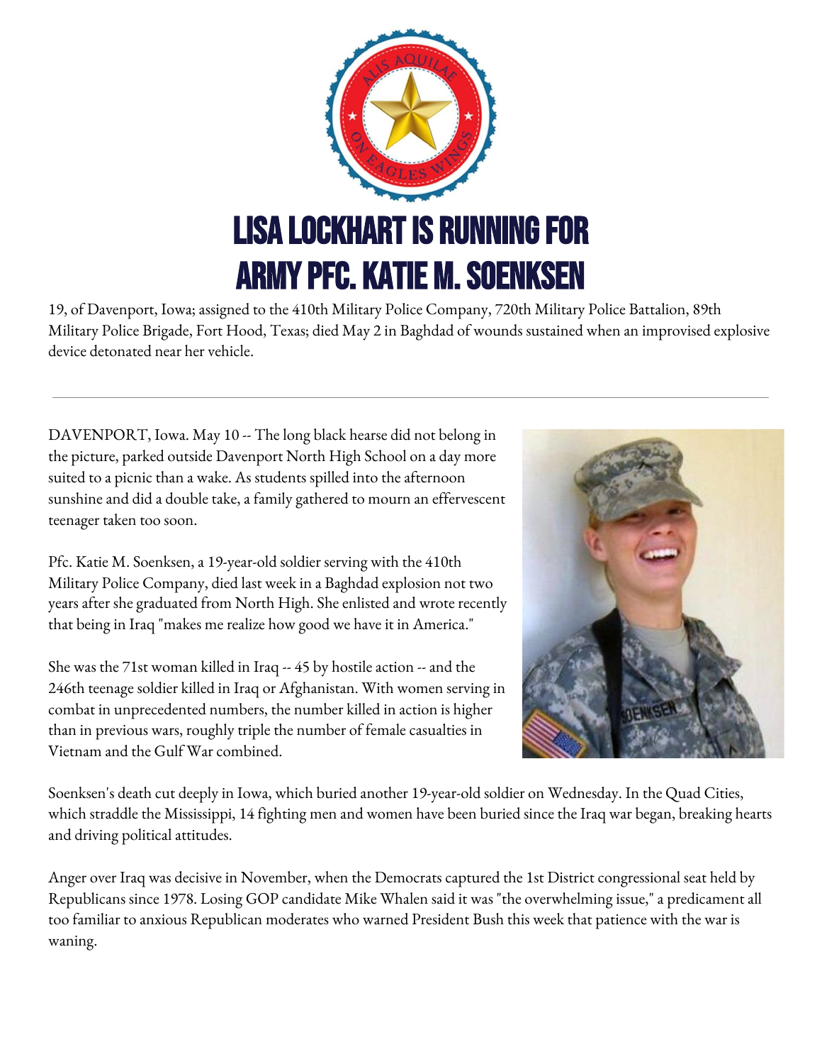# LISA LOCKHART IS RUNNING FOR ARMY PFC. KATIE M. SOENKSEN

19, of Davenport, Iowa; assigned to the 410th Military Police Company, 720th Military Police Battalion, 89th Military Police Brigade, Fort Hood, Texas; died May 2 in Baghdad of wounds sustained when an improvised explosive device detonated near her vehicle.

---

DAVENPORT, Iowa. May 10 -- The long black hearse did not belong in the picture, parked outside Davenport North High School on a day more suited to a picnic than a wake. As students spilled into the afternoon sunshine and did a double take, a family gathered to mourn an effervescent teenager taken too soon.

Pfc. Katie M. Soenksen, a 19-year-old soldier serving with the 410th Military Police Company, died last week in a Baghdad explosion not two years after she graduated from North High. She enlisted and wrote recently that being in Iraq "makes me realize how good we have it in America."

She was the 71st woman killed in Iraq -- 45 by hostile action -- and the 246th teenage soldier killed in Iraq or Afghanistan. With women serving in combat in unprecedented numbers, the number killed in action is higher than in previous wars, roughly triple the number of female casualties in Vietnam and the Gulf War combined.

Soenksen's death cut deeply in Iowa, which buried another 19-year-old soldier on Wednesday. In the Quad Cities, which straddle the Mississippi, 14 fighting men and women have been buried since the Iraq war began, breaking hearts and driving political attitudes.

Anger over Iraq was decisive in November, when the Democrats captured the 1st District congressional seat held by Republicans since 1978. Losing GOP candidate Mike Whalen said it was "the overwhelming issue," a predicament all too familiar to anxious Republican moderates who warned President Bush this week that patience with the war is waning.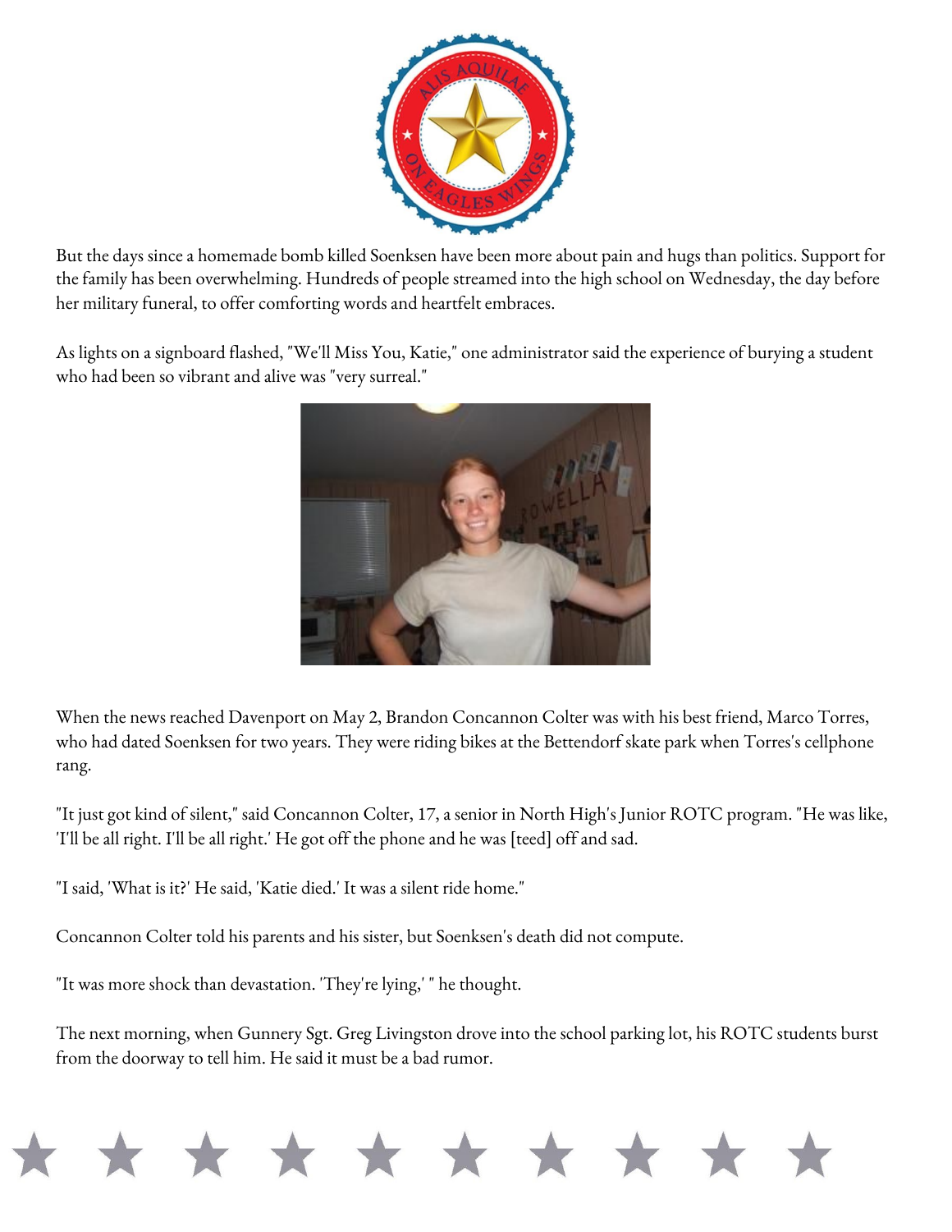But the days since a homemade bomb killed Soenksen have been more about pain and hugs than politics. Support for the family has been overwhelming. Hundreds of people streamed into the high school on Wednesday, the day before her military funeral, to offer comforting words and heartfelt embraces.

As lights on a signboard flashed, "We'll Miss You, Katie," one administrator said the experience of burying a student who had been so vibrant and alive was "very surreal."

When the news reached Davenport on May 2, Brandon Concannon Colter was with his best friend, Marco Torres, who had dated Soenksen for two years. They were riding bikes at the Bettendorf skate park when Torres's cellphone rang.

"It just got kind of silent," said Concannon Colter, 17, a senior in North High's Junior ROTC program. "He was like, 'I'll be all right. I'll be all right.' He got off the phone and he was [teed] off and sad.

"I said, 'What is it?' He said, 'Katie died.' It was a silent ride home."

Concannon Colter told his parents and his sister, but Soenksen's death did not compute.

"It was more shock than devastation. 'They're lying,' " he thought.

The next morning, when Gunnery Sgt. Greg Livingston drove into the school parking lot, his ROTC students burst from the doorway to tell him. He said it must be a bad rumor.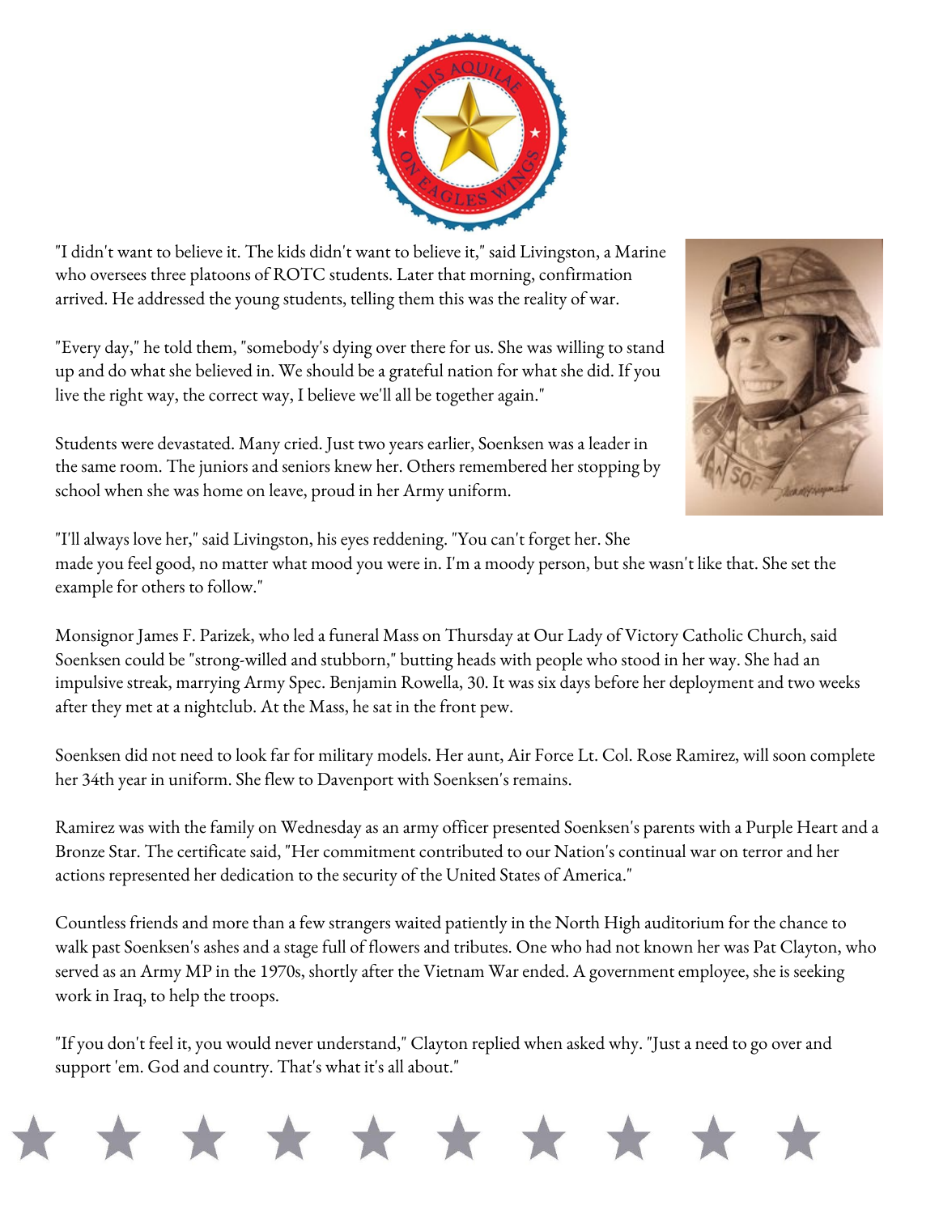"I didn't want to believe it. The kids didn't want to believe it," said Livingston, a Marine who oversees three platoons of ROTC students. Later that morning, confirmation arrived. He addressed the young students, telling them this was the reality of war.

"Every day," he told them, "somebody's dying over there for us. She was willing to stand up and do what she believed in. We should be a grateful nation for what she did. If you live the right way, the correct way, I believe we'll all be together again."

Students were devastated. Many cried. Just two years earlier, Soenksen was a leader in the same room. The juniors and seniors knew her. Others remembered her stopping by school when she was home on leave, proud in her Army uniform.

"I'll always love her," said Livingston, his eyes reddening. "You can't forget her. She made you feel good, no matter what mood you were in. I'm a moody person, but she wasn't like that. She set the example for others to follow."

Monsignor James F. Parizek, who led a funeral Mass on Thursday at Our Lady of Victory Catholic Church, said Soenksen could be "strong-willed and stubborn," butting heads with people who stood in her way. She had an impulsive streak, marrying Army Spec. Benjamin Rowella, 30. It was six days before her deployment and two weeks after they met at a nightclub. At the Mass, he sat in the front pew.

Soenksen did not need to look far for military models. Her aunt, Air Force Lt. Col. Rose Ramirez, will soon complete her 34th year in uniform. She flew to Davenport with Soenksen's remains.

Ramirez was with the family on Wednesday as an army officer presented Soenksen's parents with a Purple Heart and a Bronze Star. The certificate said, "Her commitment contributed to our Nation's continual war on terror and her actions represented her dedication to the security of the United States of America."

Countless friends and more than a few strangers waited patiently in the North High auditorium for the chance to walk past Soenksen's ashes and a stage full of flowers and tributes. One who had not known her was Pat Clayton, who served as an Army MP in the 1970s, shortly after the Vietnam War ended. A government employee, she is seeking work in Iraq, to help the troops.

"If you don't feel it, you would never understand," Clayton replied when asked why. "Just a need to go over and support 'em. God and country. That's what it's all about."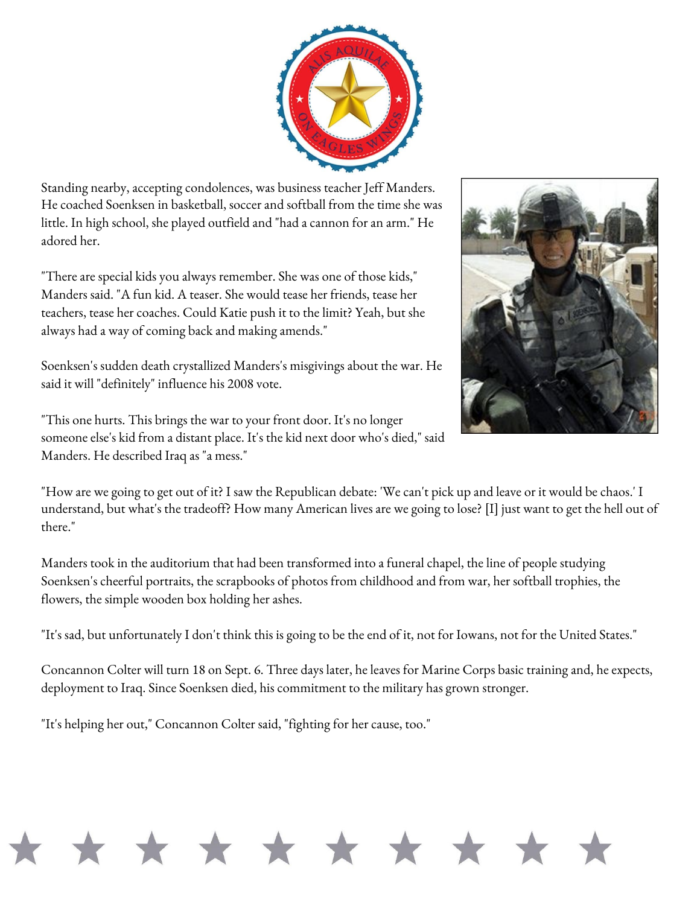Standing nearby, accepting condolences, was business teacher Jeff Manders. He coached Soenksen in basketball, soccer and softball from the time she was little. In high school, she played outfield and "had a cannon for an arm." He adored her.

"There are special kids you always remember. She was one of those kids," Manders said. "A fun kid. A teaser. She would tease her friends, tease her teachers, tease her coaches. Could Katie push it to the limit? Yeah, but she always had a way of coming back and making amends."

Soenksen's sudden death crystallized Manders's misgivings about the war. He said it will "definitely" influence his 2008 vote.

"This one hurts. This brings the war to your front door. It's no longer someone else's kid from a distant place. It's the kid next door who's died," said Manders. He described Iraq as "a mess."

"How are we going to get out of it? I saw the Republican debate: 'We can't pick up and leave or it would be chaos.' I understand, but what's the tradeoff? How many American lives are we going to lose? [I] just want to get the hell out of there."

Manders took in the auditorium that had been transformed into a funeral chapel, the line of people studying Soenksen's cheerful portraits, the scrapbooks of photos from childhood and from war, her softball trophies, the flowers, the simple wooden box holding her ashes.

"It's sad, but unfortunately I don't think this is going to be the end of it, not for Iowans, not for the United States."

Concannon Colter will turn 18 on Sept. 6. Three days later, he leaves for Marine Corps basic training and, he expects, deployment to Iraq. Since Soenksen died, his commitment to the military has grown stronger.

"It's helping her out," Concannon Colter said, "fighting for her cause, too."